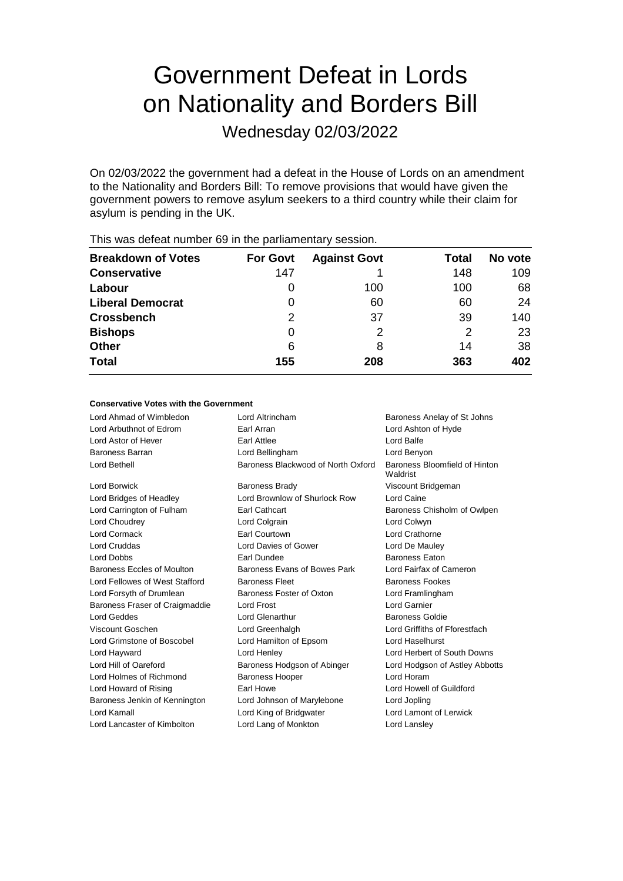# Government Defeat in Lords on Nationality and Borders Bill

Wednesday 02/03/2022

On 02/03/2022 the government had a defeat in the House of Lords on an amendment to the Nationality and Borders Bill: To remove provisions that would have given the government powers to remove asylum seekers to a third country while their claim for asylum is pending in the UK.

This was defeat number 69 in the parliamentary session.

| Breakdown of Votes | For Govt | Against Govt | Total | No vote |
|---|---|---|---|---|
| **Conservative** | 147 | 1 | 148 | 109 |
| **Labour** | 0 | 100 | 100 | 68 |
| **Liberal Democrat** | 0 | 60 | 60 | 24 |
| **Crossbench** | 2 | 37 | 39 | 140 |
| **Bishops** | 0 | 2 | 2 | 23 |
| **Other** | 6 | 8 | 14 | 38 |
| **Total** | **155** | **208** | **363** | **402** |

**Conservative Votes with the Government**

| | | |
|---|---|---|
| Lord Ahmad of Wimbledon | Lord Altrincham | Baroness Anelay of St Johns |
| Lord Arbuthnot of Edrom | Earl Arran | Lord Ashton of Hyde |
| Lord Astor of Hever | Earl Attlee | Lord Balfe |
| Baroness Barran | Lord Bellingham | Lord Benyon |
| Lord Bethell | Baroness Blackwood of North Oxford | Baroness Bloomfield of Hinton Waldrist |
| Lord Borwick | Baroness Brady | Viscount Bridgeman |
| Lord Bridges of Headley | Lord Brownlow of Shurlock Row | Lord Caine |
| Lord Carrington of Fulham | Earl Cathcart | Baroness Chisholm of Owlpen |
| Lord Choudrey | Lord Colgrain | Lord Colwyn |
| Lord Cormack | Earl Courtown | Lord Crathorne |
| Lord Cruddas | Lord Davies of Gower | Lord De Mauley |
| Lord Dobbs | Earl Dundee | Baroness Eaton |
| Baroness Eccles of Moulton | Baroness Evans of Bowes Park | Lord Fairfax of Cameron |
| Lord Fellowes of West Stafford | Baroness Fleet | Baroness Fookes |
| Lord Forsyth of Drumlean | Baroness Foster of Oxton | Lord Framlingham |
| Baroness Fraser of Craigmaddie | Lord Frost | Lord Garnier |
| Lord Geddes | Lord Glenarthur | Baroness Goldie |
| Viscount Goschen | Lord Greenhalgh | Lord Griffiths of Fforestfach |
| Lord Grimstone of Boscobel | Lord Hamilton of Epsom | Lord Haselhurst |
| Lord Hayward | Lord Henley | Lord Herbert of South Downs |
| Lord Hill of Oareford | Baroness Hodgson of Abinger | Lord Hodgson of Astley Abbotts |
| Lord Holmes of Richmond | Baroness Hooper | Lord Horam |
| Lord Howard of Rising | Earl Howe | Lord Howell of Guildford |
| Baroness Jenkin of Kennington | Lord Johnson of Marylebone | Lord Jopling |
| Lord Kamall | Lord King of Bridgwater | Lord Lamont of Lerwick |
| Lord Lancaster of Kimbolton | Lord Lang of Monkton | Lord Lansley |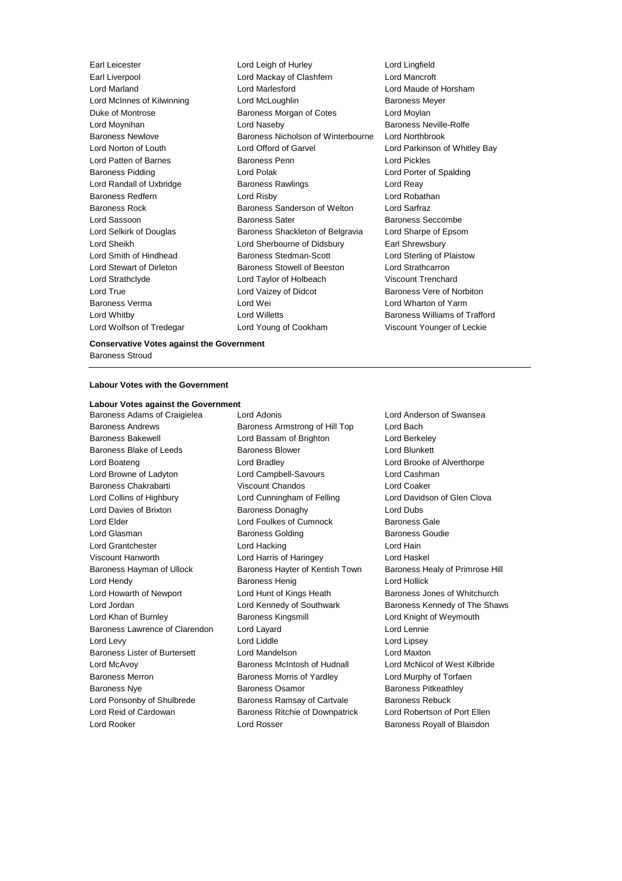Earl Leicester
Lord Leigh of Hurley
Lord Lingfield
Earl Liverpool
Lord Mackay of Clashfern
Lord Mancroft
Lord Marland
Lord Marlesford
Lord Maude of Horsham
Lord McInnes of Kilwinning
Lord McLoughlin
Baroness Meyer
Duke of Montrose
Baroness Morgan of Cotes
Lord Moylan
Lord Moynihan
Lord Naseby
Baroness Neville-Rolfe
Baroness Newlove
Baroness Nicholson of Winterbourne
Lord Northbrook
Lord Norton of Louth
Lord Offord of Garvel
Lord Parkinson of Whitley Bay
Lord Patten of Barnes
Baroness Penn
Lord Pickles
Baroness Pidding
Lord Polak
Lord Porter of Spalding
Lord Randall of Uxbridge
Baroness Rawlings
Lord Reay
Baroness Redfern
Lord Risby
Lord Robathan
Baroness Rock
Baroness Sanderson of Welton
Lord Sarfraz
Lord Sassoon
Baroness Sater
Baroness Seccombe
Lord Selkirk of Douglas
Baroness Shackleton of Belgravia
Lord Sharpe of Epsom
Lord Sheikh
Lord Sherbourne of Didsbury
Earl Shrewsbury
Lord Smith of Hindhead
Baroness Stedman-Scott
Lord Sterling of Plaistow
Lord Stewart of Dirleton
Baroness Stowell of Beeston
Lord Strathcarron
Lord Strathclyde
Lord Taylor of Holbeach
Viscount Trenchard
Lord True
Lord Vaizey of Didcot
Baroness Vere of Norbiton
Baroness Verma
Lord Wei
Lord Wharton of Yarm
Lord Whitby
Lord Willetts
Baroness Williams of Trafford
Lord Wolfson of Tredegar
Lord Young of Cookham
Viscount Younger of Leckie

**Conservative Votes against the Government**

Baroness Stroud

---

**Labour Votes with the Government**

**Labour Votes against the Government**

Baroness Adams of Craigielea
Lord Adonis
Lord Anderson of Swansea
Baroness Andrews
Baroness Armstrong of Hill Top
Lord Bach
Baroness Bakewell
Lord Bassam of Brighton
Lord Berkeley
Baroness Blake of Leeds
Baroness Blower
Lord Blunkett
Lord Boateng
Lord Bradley
Lord Brooke of Alverthorpe
Lord Browne of Ladyton
Lord Campbell-Savours
Lord Cashman
Baroness Chakrabarti
Viscount Chandos
Lord Coaker
Lord Collins of Highbury
Lord Cunningham of Felling
Lord Davidson of Glen Clova
Lord Davies of Brixton
Baroness Donaghy
Lord Dubs
Lord Elder
Lord Foulkes of Cumnock
Baroness Gale
Lord Glasman
Baroness Golding
Baroness Goudie
Lord Grantchester
Lord Hacking
Lord Hain
Viscount Hanworth
Lord Harris of Haringey
Lord Haskel
Baroness Hayman of Ullock
Baroness Hayter of Kentish Town
Baroness Healy of Primrose Hill
Lord Hendy
Baroness Henig
Lord Hollick
Lord Howarth of Newport
Lord Hunt of Kings Heath
Baroness Jones of Whitchurch
Lord Jordan
Lord Kennedy of Southwark
Baroness Kennedy of The Shaws
Lord Khan of Burnley
Baroness Kingsmill
Lord Knight of Weymouth
Baroness Lawrence of Clarendon
Lord Layard
Lord Lennie
Lord Levy
Lord Liddle
Lord Lipsey
Baroness Lister of Burtersett
Lord Mandelson
Lord Maxton
Lord McAvoy
Baroness McIntosh of Hudnall
Lord McNicol of West Kilbride
Baroness Merron
Baroness Morris of Yardley
Lord Murphy of Torfaen
Baroness Nye
Baroness Osamor
Baroness Pitkeathley
Lord Ponsonby of Shulbrede
Baroness Ramsay of Cartvale
Baroness Rebuck
Lord Reid of Cardowan
Baroness Ritchie of Downpatrick
Lord Robertson of Port Ellen
Lord Rooker
Lord Rosser
Baroness Royall of Blaisdon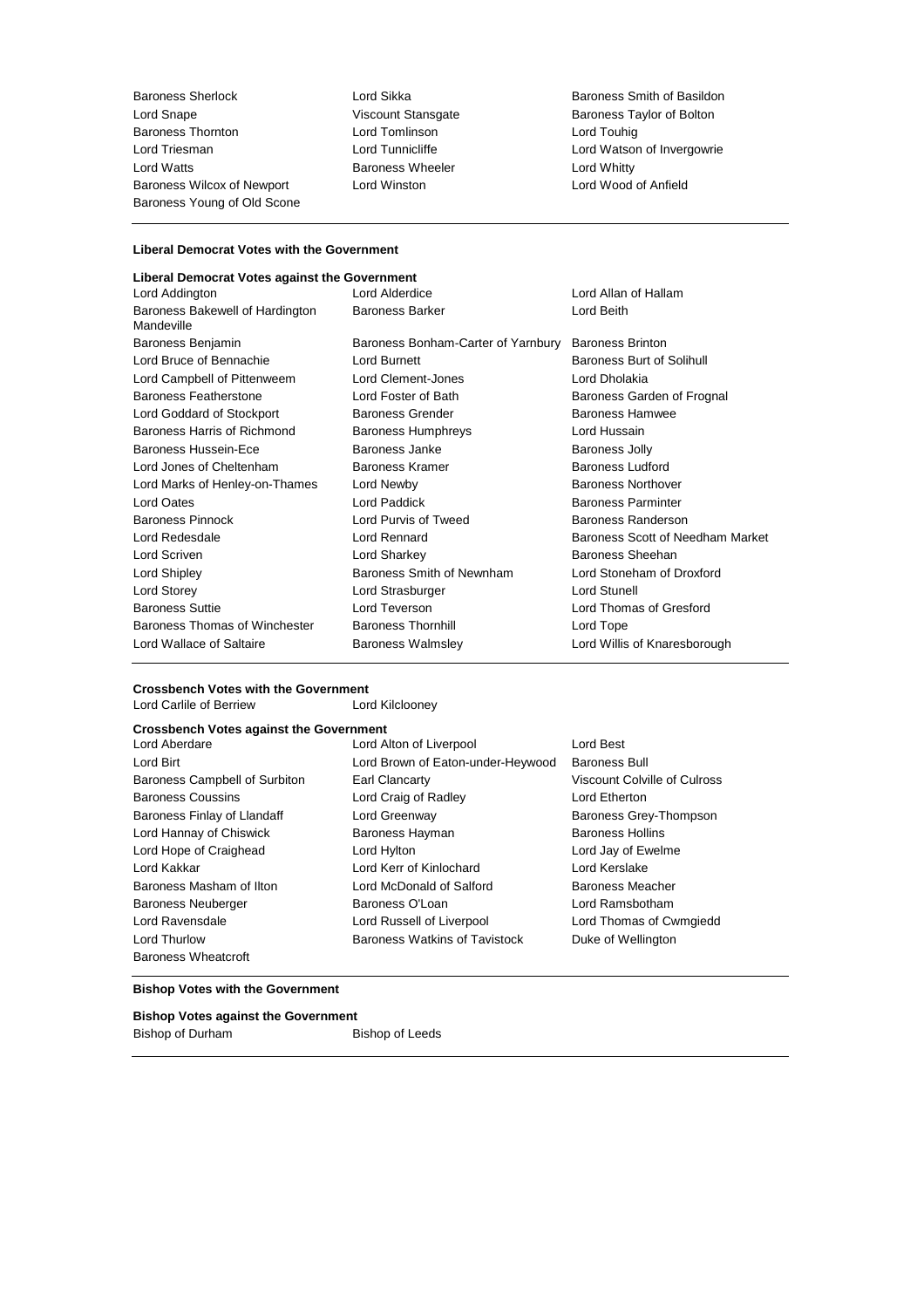| | | |
|---|---|---|
| Baroness Sherlock | Lord Sikka | Baroness Smith of Basildon |
| Lord Snape | Viscount Stansgate | Baroness Taylor of Bolton |
| Baroness Thornton | Lord Tomlinson | Lord Touhig |
| Lord Triesman | Lord Tunnicliffe | Lord Watson of Invergowrie |
| Lord Watts | Baroness Wheeler | Lord Whitty |
| Baroness Wilcox of Newport | Lord Winston | Lord Wood of Anfield |
| Baroness Young of Old Scone | | |

**Liberal Democrat Votes with the Government**

**Liberal Democrat Votes against the Government**

| | | |
|---|---|---|
| Lord Addington | Lord Alderdice | Lord Allan of Hallam |
| Baroness Bakewell of Hardington Mandeville | Baroness Barker | Lord Beith |
| Baroness Benjamin | Baroness Bonham-Carter of Yarnbury | Baroness Brinton |
| Lord Bruce of Bennachie | Lord Burnett | Baroness Burt of Solihull |
| Lord Campbell of Pittenweem | Lord Clement-Jones | Lord Dholakia |
| Baroness Featherstone | Lord Foster of Bath | Baroness Garden of Frognal |
| Lord Goddard of Stockport | Baroness Grender | Baroness Hamwee |
| Baroness Harris of Richmond | Baroness Humphreys | Lord Hussain |
| Baroness Hussein-Ece | Baroness Janke | Baroness Jolly |
| Lord Jones of Cheltenham | Baroness Kramer | Baroness Ludford |
| Lord Marks of Henley-on-Thames | Lord Newby | Baroness Northover |
| Lord Oates | Lord Paddick | Baroness Parminter |
| Baroness Pinnock | Lord Purvis of Tweed | Baroness Randerson |
| Lord Redesdale | Lord Rennard | Baroness Scott of Needham Market |
| Lord Scriven | Lord Sharkey | Baroness Sheehan |
| Lord Shipley | Baroness Smith of Newnham | Lord Stoneham of Droxford |
| Lord Storey | Lord Strasburger | Lord Stunell |
| Baroness Suttie | Lord Teverson | Lord Thomas of Gresford |
| Baroness Thomas of Winchester | Baroness Thornhill | Lord Tope |
| Lord Wallace of Saltaire | Baroness Walmsley | Lord Willis of Knaresborough |

**Crossbench Votes with the Government**

| | |
|---|---|
| Lord Carlile of Berriew | Lord Kilclooney |

**Crossbench Votes against the Government**

| | | |
|---|---|---|
| Lord Aberdare | Lord Alton of Liverpool | Lord Best |
| Lord Birt | Lord Brown of Eaton-under-Heywood | Baroness Bull |
| Baroness Campbell of Surbiton | Earl Clancarty | Viscount Colville of Culross |
| Baroness Coussins | Lord Craig of Radley | Lord Etherton |
| Baroness Finlay of Llandaff | Lord Greenway | Baroness Grey-Thompson |
| Lord Hannay of Chiswick | Baroness Hayman | Baroness Hollins |
| Lord Hope of Craighead | Lord Hylton | Lord Jay of Ewelme |
| Lord Kakkar | Lord Kerr of Kinlochard | Lord Kerslake |
| Baroness Masham of Ilton | Lord McDonald of Salford | Baroness Meacher |
| Baroness Neuberger | Baroness O'Loan | Lord Ramsbotham |
| Lord Ravensdale | Lord Russell of Liverpool | Lord Thomas of Cwmgiedd |
| Lord Thurlow | Baroness Watkins of Tavistock | Duke of Wellington |
| Baroness Wheatcroft | | |

**Bishop Votes with the Government**

**Bishop Votes against the Government**

| | |
|---|---|
| Bishop of Durham | Bishop of Leeds |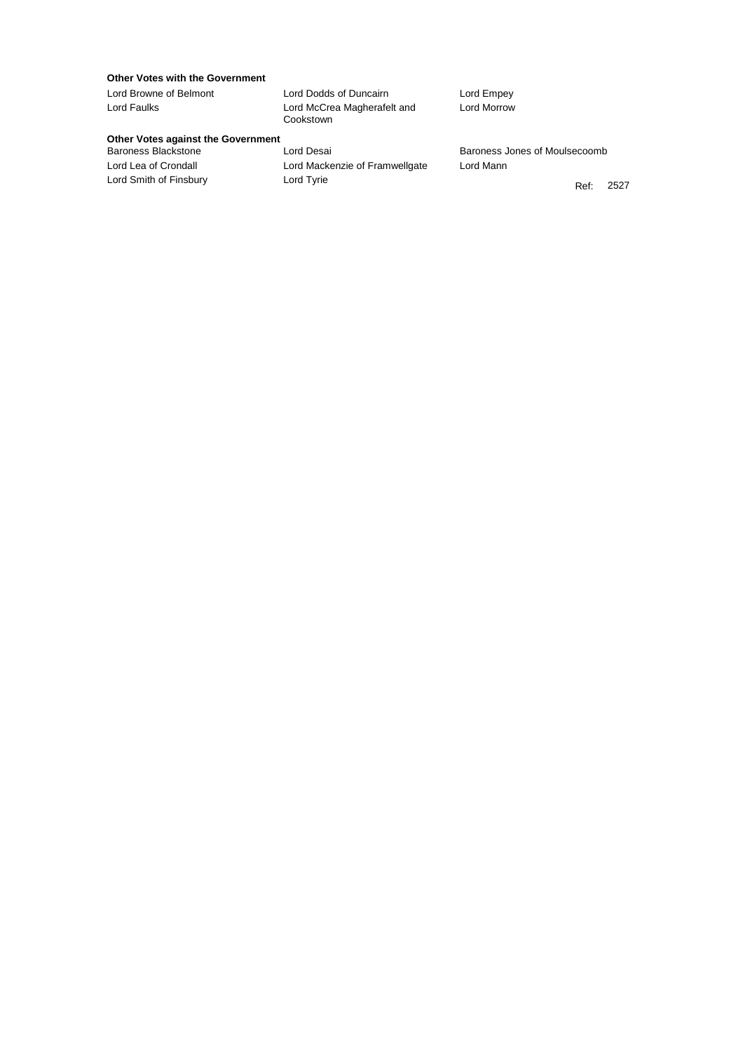**Other Votes with the Government**

| | | |
|---|---|---|
| Lord Browne of Belmont | Lord Dodds of Duncairn | Lord Empey |
| Lord Faulks | Lord McCrea Magherafelt and Cookstown | Lord Morrow |

**Other Votes against the Government**

| | | |
|---|---|---|
| Baroness Blackstone | Lord Desai | Baroness Jones of Moulsecoomb |
| Lord Lea of Crondall | Lord Mackenzie of Framwellgate | Lord Mann |
| Lord Smith of Finsbury | Lord Tyrie | |

Ref: 2527